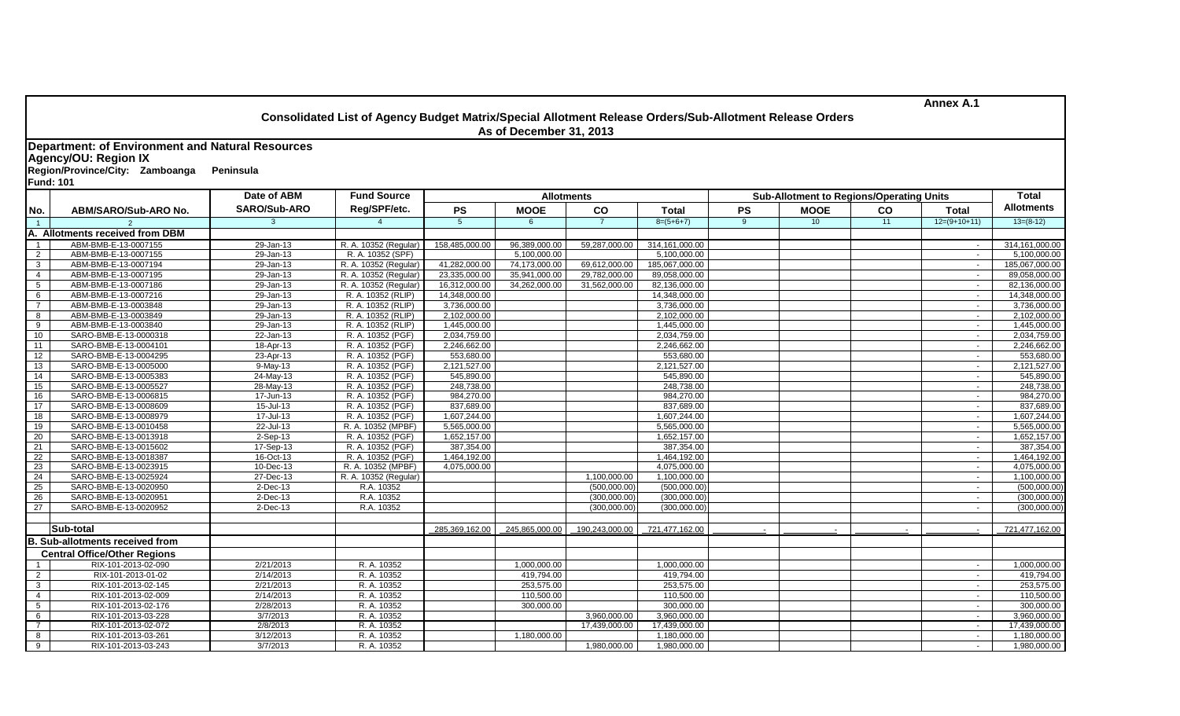**Annex A.1**

# Consolidated List of Agency Budget Matrix/Special Allotment Release Orders/Sub-Allotment Release Orders

## As of December 31, 2013

**Department: of Environment and Natural Resources**
**Agency/OU: Region IX**
**Region/Province/City: Zamboanga Peninsula**
**Fund: 101**

| No. | ABM/SARO/Sub-ARO No. | Date of ABM SARO/Sub-ARO | Fund Source Reg/SPF/etc. | Allotments | | | | Sub-Allotment to Regions/Operating Units | | | | Total Allotments |
|---|---|---|---|---|---|---|---|---|---|---|---|---|
| | | | | PS | MOOE | CO | Total | PS | MOOE | CO | Total | |
| 1 | 2 | 3 | 4 | 5 | 6 | 7 | 8=(5+6+7) | 9 | 10 | 11 | 12=(9+10+11) | 13=(8-12) |
| **A. Allotments received from DBM** | | | | | | | | | | | | |
| 1 | ABM-BMB-E-13-0007155 | 29-Jan-13 | R. A. 10352 (Regular) | 158,485,000.00 | 96,389,000.00 | 59,287,000.00 | 314,161,000.00 | | | | - | 314,161,000.00 |
| 2 | ABM-BMB-E-13-0007155 | 29-Jan-13 | R. A. 10352 (SPF) | | 5,100,000.00 | | 5,100,000.00 | | | | - | 5,100,000.00 |
| 3 | ABM-BMB-E-13-0007194 | 29-Jan-13 | R. A. 10352 (Regular) | 41,282,000.00 | 74,173,000.00 | 69,612,000.00 | 185,067,000.00 | | | | - | 185,067,000.00 |
| 4 | ABM-BMB-E-13-0007195 | 29-Jan-13 | R. A. 10352 (Regular) | 23,335,000.00 | 35,941,000.00 | 29,782,000.00 | 89,058,000.00 | | | | - | 89,058,000.00 |
| 5 | ABM-BMB-E-13-0007186 | 29-Jan-13 | R. A. 10352 (Regular) | 16,312,000.00 | 34,262,000.00 | 31,562,000.00 | 82,136,000.00 | | | | - | 82,136,000.00 |
| 6 | ABM-BMB-E-13-0007216 | 29-Jan-13 | R. A. 10352 (RLIP) | 14,348,000.00 | | | 14,348,000.00 | | | | - | 14,348,000.00 |
| 7 | ABM-BMB-E-13-0003848 | 29-Jan-13 | R. A. 10352 (RLIP) | 3,736,000.00 | | | 3,736,000.00 | | | | - | 3,736,000.00 |
| 8 | ABM-BMB-E-13-0003849 | 29-Jan-13 | R. A. 10352 (RLIP) | 2,102,000.00 | | | 2,102,000.00 | | | | - | 2,102,000.00 |
| 9 | ABM-BMB-E-13-0003840 | 29-Jan-13 | R. A. 10352 (RLIP) | 1,445,000.00 | | | 1,445,000.00 | | | | - | 1,445,000.00 |
| 10 | SARO-BMB-E-13-0000318 | 22-Jan-13 | R. A. 10352 (PGF) | 2,034,759.00 | | | 2,034,759.00 | | | | - | 2,034,759.00 |
| 11 | SARO-BMB-E-13-0004101 | 18-Apr-13 | R. A. 10352 (PGF) | 2,246,662.00 | | | 2,246,662.00 | | | | - | 2,246,662.00 |
| 12 | SARO-BMB-E-13-0004295 | 23-Apr-13 | R. A. 10352 (PGF) | 553,680.00 | | | 553,680.00 | | | | - | 553,680.00 |
| 13 | SARO-BMB-E-13-0005000 | 9-May-13 | R. A. 10352 (PGF) | 2,121,527.00 | | | 2,121,527.00 | | | | - | 2,121,527.00 |
| 14 | SARO-BMB-E-13-0005383 | 24-May-13 | R. A. 10352 (PGF) | 545,890.00 | | | 545,890.00 | | | | - | 545,890.00 |
| 15 | SARO-BMB-E-13-0005527 | 28-May-13 | R. A. 10352 (PGF) | 248,738.00 | | | 248,738.00 | | | | - | 248,738.00 |
| 16 | SARO-BMB-E-13-0006815 | 17-Jun-13 | R. A. 10352 (PGF) | 984,270.00 | | | 984,270.00 | | | | - | 984,270.00 |
| 17 | SARO-BMB-E-13-0008609 | 15-Jul-13 | R. A. 10352 (PGF) | 837,689.00 | | | 837,689.00 | | | | - | 837,689.00 |
| 18 | SARO-BMB-E-13-0008979 | 17-Jul-13 | R. A. 10352 (PGF) | 1,607,244.00 | | | 1,607,244.00 | | | | - | 1,607,244.00 |
| 19 | SARO-BMB-E-13-0010458 | 22-Jul-13 | R. A. 10352 (MPBF) | 5,565,000.00 | | | 5,565,000.00 | | | | - | 5,565,000.00 |
| 20 | SARO-BMB-E-13-0013918 | 2-Sep-13 | R. A. 10352 (PGF) | 1,652,157.00 | | | 1,652,157.00 | | | | - | 1,652,157.00 |
| 21 | SARO-BMB-E-13-0015602 | 17-Sep-13 | R. A. 10352 (PGF) | 387,354.00 | | | 387,354.00 | | | | - | 387,354.00 |
| 22 | SARO-BMB-E-13-0018387 | 16-Oct-13 | R. A. 10352 (PGF) | 1,464,192.00 | | | 1,464,192.00 | | | | - | 1,464,192.00 |
| 23 | SARO-BMB-E-13-0023915 | 10-Dec-13 | R. A. 10352 (MPBF) | 4,075,000.00 | | | 4,075,000.00 | | | | - | 4,075,000.00 |
| 24 | SARO-BMB-E-13-0025924 | 27-Dec-13 | R. A. 10352 (Regular) | | | 1,100,000.00 | 1,100,000.00 | | | | - | 1,100,000.00 |
| 25 | SARO-BMB-E-13-0020950 | 2-Dec-13 | R.A. 10352 | | | (500,000.00) | (500,000.00) | | | | - | (500,000.00) |
| 26 | SARO-BMB-E-13-0020951 | 2-Dec-13 | R.A. 10352 | | | (300,000.00) | (300,000.00) | | | | - | (300,000.00) |
| 27 | SARO-BMB-E-13-0020952 | 2-Dec-13 | R.A. 10352 | | | (300,000.00) | (300,000.00) | | | | - | (300,000.00) |
| | **Sub-total** | | | 285,369,162.00 | 245,865,000.00 | 190,243,000.00 | 721,477,162.00 | - | - | - | - | 721,477,162.00 |
| **B. Sub-allotments received from** | | | | | | | | | | | | |
| | **Central Office/Other Regions** | | | | | | | | | | | |
| 1 | RIX-101-2013-02-090 | 2/21/2013 | R. A. 10352 | | 1,000,000.00 | | 1,000,000.00 | | | | - | 1,000,000.00 |
| 2 | RIX-101-2013-01-02 | 2/14/2013 | R. A. 10352 | | 419,794.00 | | 419,794.00 | | | | - | 419,794.00 |
| 3 | RIX-101-2013-02-145 | 2/21/2013 | R. A. 10352 | | 253,575.00 | | 253,575.00 | | | | - | 253,575.00 |
| 4 | RIX-101-2013-02-009 | 2/14/2013 | R. A. 10352 | | 110,500.00 | | 110,500.00 | | | | - | 110,500.00 |
| 5 | RIX-101-2013-02-176 | 2/28/2013 | R. A. 10352 | | 300,000.00 | | 300,000.00 | | | | - | 300,000.00 |
| 6 | RIX-101-2013-03-228 | 3/7/2013 | R. A. 10352 | | | 3,960,000.00 | 3,960,000.00 | | | | - | 3,960,000.00 |
| 7 | RIX-101-2013-02-072 | 2/8/2013 | R. A. 10352 | | | 17,439,000.00 | 17,439,000.00 | | | | - | 17,439,000.00 |
| 8 | RIX-101-2013-03-261 | 3/12/2013 | R. A. 10352 | | 1,180,000.00 | | 1,180,000.00 | | | | - | 1,180,000.00 |
| 9 | RIX-101-2013-03-243 | 3/7/2013 | R. A. 10352 | | | 1,980,000.00 | 1,980,000.00 | | | | - | 1,980,000.00 |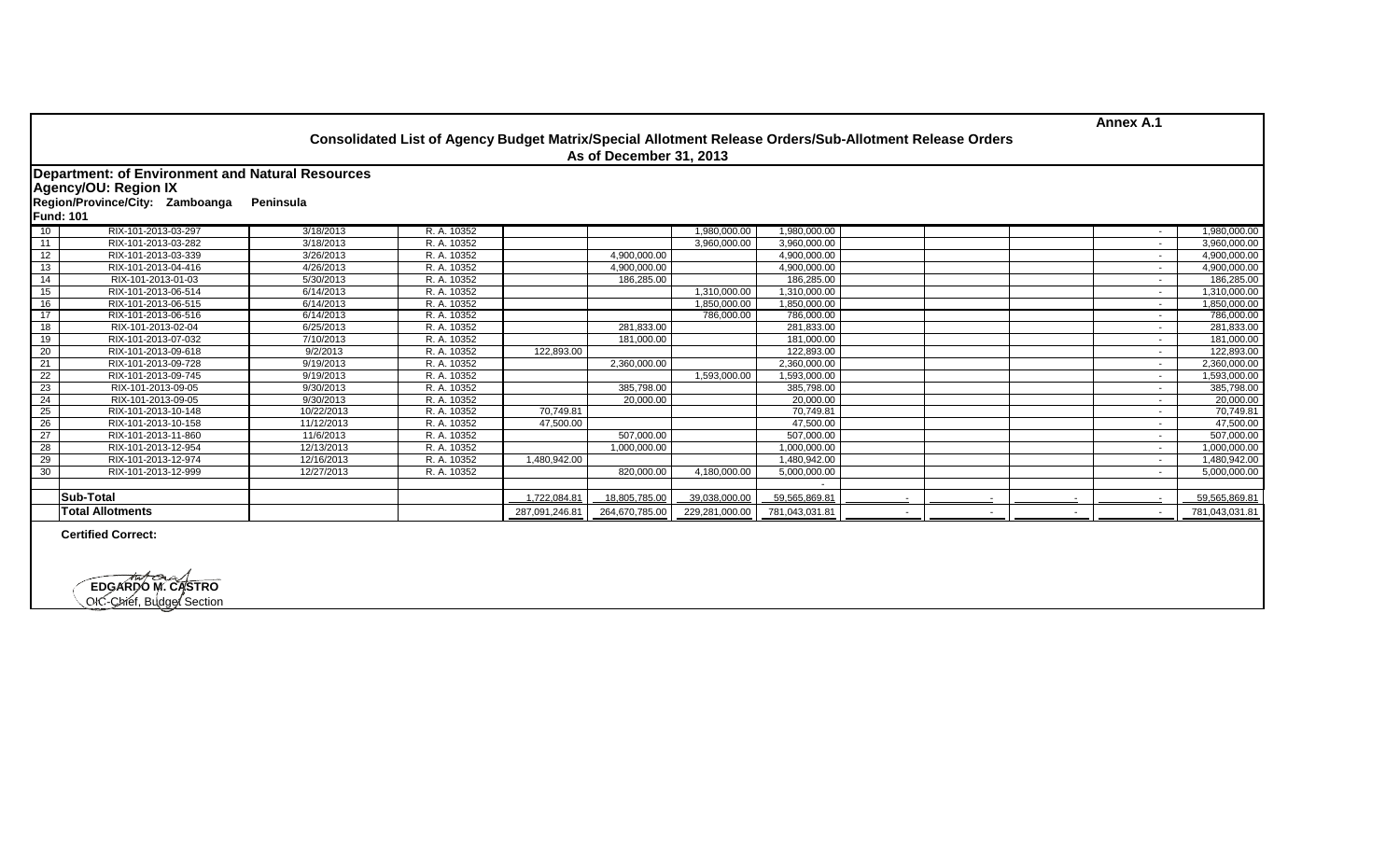**Annex A.1**

**Consolidated List of Agency Budget Matrix/Special Allotment Release Orders/Sub-Allotment Release Orders**
**As of December 31, 2013**

**Department: of Environment and Natural Resources**
**Agency/OU: Region IX**
**Region/Province/City: Zamboanga Peninsula**
**Fund: 101**

| | | | | | | | | | | | | | |
|---|---|---|---|---|---|---|---|---|---|---|---|---|---|
| 10 | RIX-101-2013-03-297 | 3/18/2013 | R. A. 10352 | | | 1,980,000.00 | 1,980,000.00 | | | | | - | 1,980,000.00 |
| 11 | RIX-101-2013-03-282 | 3/18/2013 | R. A. 10352 | | | 3,960,000.00 | 3,960,000.00 | | | | | - | 3,960,000.00 |
| 12 | RIX-101-2013-03-339 | 3/26/2013 | R. A. 10352 | | 4,900,000.00 | | 4,900,000.00 | | | | | - | 4,900,000.00 |
| 13 | RIX-101-2013-04-416 | 4/26/2013 | R. A. 10352 | | 4,900,000.00 | | 4,900,000.00 | | | | | - | 4,900,000.00 |
| 14 | RIX-101-2013-01-03 | 5/30/2013 | R. A. 10352 | | 186,285.00 | | 186,285.00 | | | | | - | 186,285.00 |
| 15 | RIX-101-2013-06-514 | 6/14/2013 | R. A. 10352 | | | 1,310,000.00 | 1,310,000.00 | | | | | - | 1,310,000.00 |
| 16 | RIX-101-2013-06-515 | 6/14/2013 | R. A. 10352 | | | 1,850,000.00 | 1,850,000.00 | | | | | - | 1,850,000.00 |
| 17 | RIX-101-2013-06-516 | 6/14/2013 | R. A. 10352 | | | 786,000.00 | 786,000.00 | | | | | - | 786,000.00 |
| 18 | RIX-101-2013-02-04 | 6/25/2013 | R. A. 10352 | | 281,833.00 | | 281,833.00 | | | | | - | 281,833.00 |
| 19 | RIX-101-2013-07-032 | 7/10/2013 | R. A. 10352 | | 181,000.00 | | 181,000.00 | | | | | - | 181,000.00 |
| 20 | RIX-101-2013-09-618 | 9/2/2013 | R. A. 10352 | 122,893.00 | | | 122,893.00 | | | | | - | 122,893.00 |
| 21 | RIX-101-2013-09-728 | 9/19/2013 | R. A. 10352 | | 2,360,000.00 | | 2,360,000.00 | | | | | - | 2,360,000.00 |
| 22 | RIX-101-2013-09-745 | 9/19/2013 | R. A. 10352 | | | 1,593,000.00 | 1,593,000.00 | | | | | - | 1,593,000.00 |
| 23 | RIX-101-2013-09-05 | 9/30/2013 | R. A. 10352 | | 385,798.00 | | 385,798.00 | | | | | - | 385,798.00 |
| 24 | RIX-101-2013-09-05 | 9/30/2013 | R. A. 10352 | | 20,000.00 | | 20,000.00 | | | | | - | 20,000.00 |
| 25 | RIX-101-2013-10-148 | 10/22/2013 | R. A. 10352 | 70,749.81 | | | 70,749.81 | | | | | - | 70,749.81 |
| 26 | RIX-101-2013-10-158 | 11/12/2013 | R. A. 10352 | 47,500.00 | | | 47,500.00 | | | | | - | 47,500.00 |
| 27 | RIX-101-2013-11-860 | 11/6/2013 | R. A. 10352 | | 507,000.00 | | 507,000.00 | | | | | - | 507,000.00 |
| 28 | RIX-101-2013-12-954 | 12/13/2013 | R. A. 10352 | | 1,000,000.00 | | 1,000,000.00 | | | | | - | 1,000,000.00 |
| 29 | RIX-101-2013-12-974 | 12/16/2013 | R. A. 10352 | 1,480,942.00 | | | 1,480,942.00 | | | | | - | 1,480,942.00 |
| 30 | RIX-101-2013-12-999 | 12/27/2013 | R. A. 10352 | | 820,000.00 | 4,180,000.00 | 5,000,000.00 | | | | | - | 5,000,000.00 |
| | | | | | | | - | | | | | | |
| | **Sub-Total** | | | 1,722,084.81 | 18,805,785.00 | 39,038,000.00 | 59,565,869.81 | - | - | - | - | | 59,565,869.81 |
| | **Total Allotments** | | | 287,091,246.81 | 264,670,785.00 | 229,281,000.00 | 781,043,031.81 | - | - | - | - | | 781,043,031.81 |

**Certified Correct:**

**EDGARDO M. CASTRO**
OIC-Chief, Budget Section